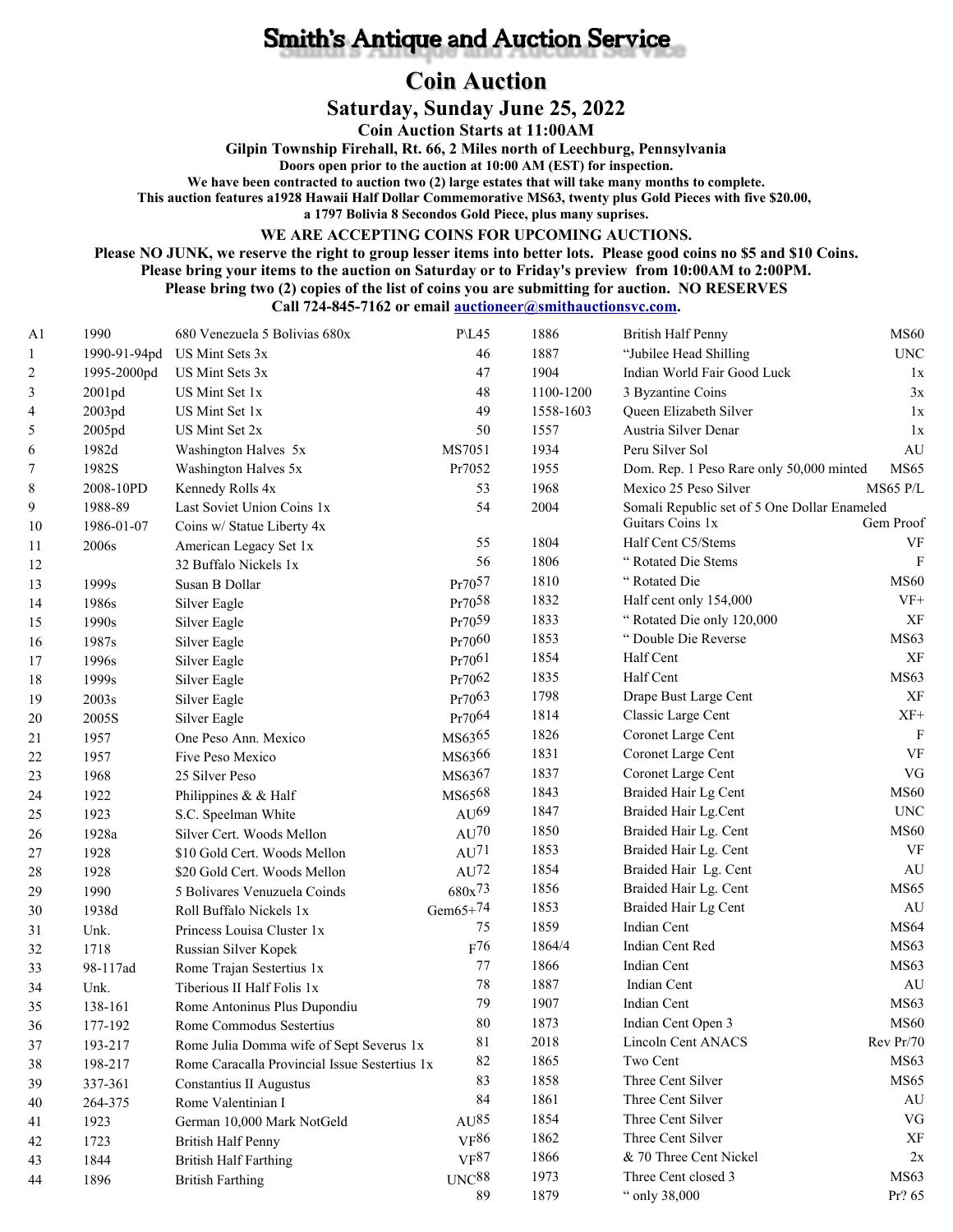# Smith's Antique and Auction Service

## Coin Auction

### Saturday, Sunday June 25, 2022

**Coin Auction Starts at 11:00AM**

**Gilpin Township Firehall, Rt. 66, 2 Miles north of Leechburg, Pennsylvania**

**Doors open prior to the auction at 10:00 AM (EST) for inspection.**

**We have been contracted to auction two (2) large estates that will take many months to complete.**

**This auction features a1928 Hawaii Half Dollar Commemorative MS63, twenty plus Gold Pieces with five $20.00, a 1797 Bolivia 8 Secondos Gold Piece, plus many suprises.**

**WE ARE ACCEPTING COINS FOR UPCOMING AUCTIONS.**

**Please NO JUNK, we reserve the right to group lesser items into better lots. Please good coins no $5 and $10 Coins.**

**Please bring your items to the auction on Saturday or to Friday's preview from 10:00AM to 2:00PM.**

**Please bring two (2) copies of the list of coins you are submitting for auction. NO RESERVES**

**Call 724-845-7162 or email auctioneer@smithauctionsvc.com.**

| Lot | Year | Description | Grade |
|---|---|---|---|
| A1 | 1990 | 680 Venezuela 5 Bolivias 680x | P\L |
| 1 | 1990-91-94pd | US Mint Sets 3x | |
| 2 | 1995-2000pd | US Mint Sets 3x | |
| 3 | 2001pd | US Mint Set 1x | |
| 4 | 2003pd | US Mint Set 1x | |
| 5 | 2005pd | US Mint Set 2x | |
| 6 | 1982d | Washington Halves 5x | MS70 |
| 7 | 1982S | Washington Halves 5x | Pr70 |
| 8 | 2008-10PD | Kennedy Rolls 4x | |
| 9 | 1988-89 | Last Soviet Union Coins 1x | |
| 10 | 1986-01-07 | Coins w/ Statue Liberty 4x | |
| 11 | 2006s | American Legacy Set 1x | |
| 12 | | 32 Buffalo Nickels 1x | |
| 13 | 1999s | Susan B Dollar | Pr70 |
| 14 | 1986s | Silver Eagle | Pr70 |
| 15 | 1990s | Silver Eagle | Pr70 |
| 16 | 1987s | Silver Eagle | Pr70 |
| 17 | 1996s | Silver Eagle | Pr70 |
| 18 | 1999s | Silver Eagle | Pr70 |
| 19 | 2003s | Silver Eagle | Pr70 |
| 20 | 2005S | Silver Eagle | Pr70 |
| 21 | 1957 | One Peso Ann. Mexico | MS63 |
| 22 | 1957 | Five Peso Mexico | MS63 |
| 23 | 1968 | 25 Silver Peso | MS63 |
| 24 | 1922 | Philippines & & Half | MS65 |
| 25 | 1923 | S.C. Speelman White | AU |
| 26 | 1928a | Silver Cert. Woods Mellon | AU |
| 27 | 1928 | $10 Gold Cert. Woods Mellon | AU |
| 28 | 1928 | $20 Gold Cert. Woods Mellon | AU |
| 29 | 1990 | 5 Bolivares Venuzuela Coinds | 680x |
| 30 | 1938d | Roll Buffalo Nickels 1x | Gem65+ |
| 31 | Unk. | Princess Louisa Cluster 1x | |
| 32 | 1718 | Russian Silver Kopek | F |
| 33 | 98-117ad | Rome Trajan Sestertius 1x | |
| 34 | Unk. | Tiberious II Half Folis 1x | |
| 35 | 138-161 | Rome Antoninus Plus Dupondiu | |
| 36 | 177-192 | Rome Commodus Sestertius | |
| 37 | 193-217 | Rome Julia Domma wife of Sept Severus 1x | |
| 38 | 198-217 | Rome Caracalla Provincial Issue Sestertius 1x | |
| 39 | 337-361 | Constantius II Augustus | |
| 40 | 264-375 | Rome Valentinian I | |
| 41 | 1923 | German 10,000 Mark NotGeld | AU |
| 42 | 1723 | British Half Penny | VF |
| 43 | 1844 | British Half Farthing | VF |
| 44 | 1896 | British Farthing | UNC |
| 45 | 1886 | British Half Penny | MS60 |
| 46 | 1887 | "Jubilee Head Shilling | UNC |
| 47 | 1904 | Indian World Fair Good Luck | 1x |
| 48 | 1100-1200 | 3 Byzantine Coins | 3x |
| 49 | 1558-1603 | Queen Elizabeth Silver | 1x |
| 50 | 1557 | Austria Silver Denar | 1x |
| 51 | 1934 | Peru Silver Sol | AU |
| 52 | 1955 | Dom. Rep. 1 Peso Rare only 50,000 minted | MS65 |
| 53 | 1968 | Mexico 25 Peso Silver | MS65 P/L |
| 54 | 2004 | Somali Republic set of 5 One Dollar Enameled Guitars Coins 1x | Gem Proof |
| 55 | 1804 | Half Cent C5/Stems | VF |
| 56 | 1806 | " Rotated Die Stems | F |
| 57 | 1810 | " Rotated Die | MS60 |
| 58 | 1832 | Half cent only 154,000 | VF+ |
| 59 | 1833 | " Rotated Die only 120,000 | XF |
| 60 | 1853 | " Double Die Reverse | MS63 |
| 61 | 1854 | Half Cent | XF |
| 62 | 1835 | Half Cent | MS63 |
| 63 | 1798 | Drape Bust Large Cent | XF |
| 64 | 1814 | Classic Large Cent | XF+ |
| 65 | 1826 | Coronet Large Cent | F |
| 66 | 1831 | Coronet Large Cent | VF |
| 67 | 1837 | Coronet Large Cent | VG |
| 68 | 1843 | Braided Hair Lg Cent | MS60 |
| 69 | 1847 | Braided Hair Lg.Cent | UNC |
| 70 | 1850 | Braided Hair Lg. Cent | MS60 |
| 71 | 1853 | Braided Hair Lg. Cent | VF |
| 72 | 1854 | Braided Hair Lg. Cent | AU |
| 73 | 1856 | Braided Hair Lg. Cent | MS65 |
| 74 | 1853 | Braided Hair Lg Cent | AU |
| 75 | 1859 | Indian Cent | MS64 |
| 76 | 1864/4 | Indian Cent Red | MS63 |
| 77 | 1866 | Indian Cent | MS63 |
| 78 | 1887 | Indian Cent | AU |
| 79 | 1907 | Indian Cent | MS63 |
| 80 | 1873 | Indian Cent Open 3 | MS60 |
| 81 | 2018 | Lincoln Cent ANACS | Rev Pr/70 |
| 82 | 1865 | Two Cent | MS63 |
| 83 | 1858 | Three Cent Silver | MS65 |
| 84 | 1861 | Three Cent Silver | AU |
| 85 | 1854 | Three Cent Silver | VG |
| 86 | 1862 | Three Cent Silver | XF |
| 87 | 1866 | & 70 Three Cent Nickel | 2x |
| 88 | 1973 | Three Cent closed 3 | MS63 |
| 89 | 1879 | " only 38,000 | Pr? 65 |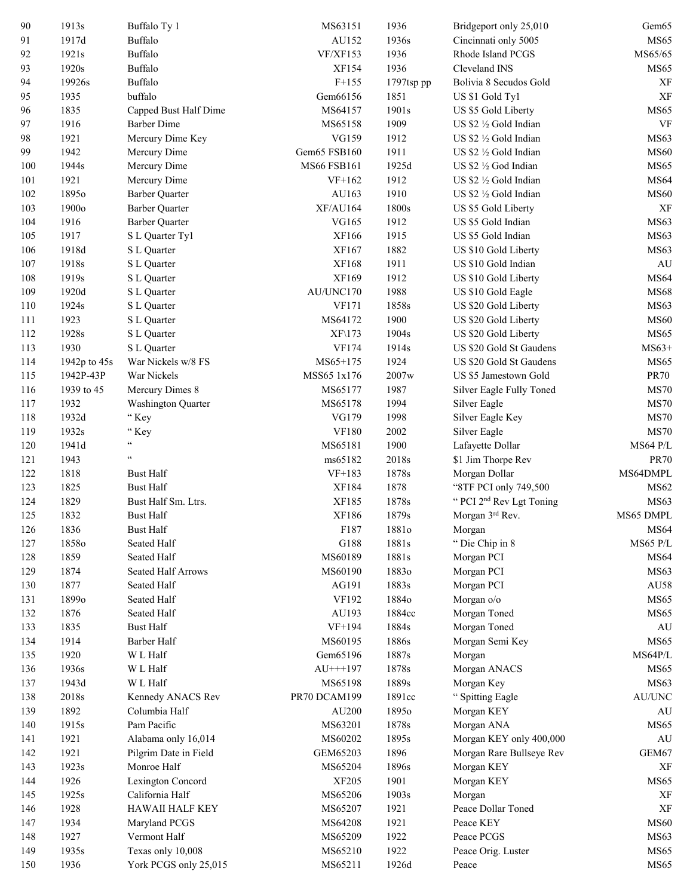| | | | | | | |
|---|---|---|---|---|---|---|
| 90 | 1913s | Buffalo Ty 1 | MS63151 | 1936 | Bridgeport only 25,010 | Gem65 |
| 91 | 1917d | Buffalo | AU152 | 1936s | Cincinnati only 5005 | MS65 |
| 92 | 1921s | Buffalo | VF/XF153 | 1936 | Rhode Island PCGS | MS65/65 |
| 93 | 1920s | Buffalo | XF154 | 1936 | Cleveland INS | MS65 |
| 94 | 19926s | Buffalo | F+155 | 1797tsp pp | Bolivia 8 Secudos Gold | XF |
| 95 | 1935 | buffalo | Gem66156 | 1851 | US $1 Gold Ty1 | XF |
| 96 | 1835 | Capped Bust Half Dime | MS64157 | 1901s | US $5 Gold Liberty | MS65 |
| 97 | 1916 | Barber Dime | MS65158 | 1909 | US $2 ½ Gold Indian | VF |
| 98 | 1921 | Mercury Dime Key | VG159 | 1912 | US $2 ½ Gold Indian | MS63 |
| 99 | 1942 | Mercury Dime | Gem65 FSB160 | 1911 | US $2 ½ Gold Indian | MS60 |
| 100 | 1944s | Mercury Dime | MS66 FSB161 | 1925d | US $2 ½ God Indian | MS65 |
| 101 | 1921 | Mercury Dime | VF+162 | 1912 | US $2 ½ Gold Indian | MS64 |
| 102 | 1895o | Barber Quarter | AU163 | 1910 | US $2 ½ Gold Indian | MS60 |
| 103 | 1900o | Barber Quarter | XF/AU164 | 1800s | US $5 Gold Liberty | XF |
| 104 | 1916 | Barber Quarter | VG165 | 1912 | US $5 Gold Indian | MS63 |
| 105 | 1917 | S L Quarter Ty1 | XF166 | 1915 | US $5 Gold Indian | MS63 |
| 106 | 1918d | S L Quarter | XF167 | 1882 | US $10 Gold Liberty | MS63 |
| 107 | 1918s | S L Quarter | XF168 | 1911 | US $10 Gold Indian | AU |
| 108 | 1919s | S L Quarter | XF169 | 1912 | US $10 Gold Liberty | MS64 |
| 109 | 1920d | S L Quarter | AU/UNC170 | 1988 | US $10 Gold Eagle | MS68 |
| 110 | 1924s | S L Quarter | VF171 | 1858s | US $20 Gold Liberty | MS63 |
| 111 | 1923 | S L Quarter | MS64172 | 1900 | US $20 Gold Liberty | MS60 |
| 112 | 1928s | S L Quarter | XF\173 | 1904s | US $20 Gold Liberty | MS65 |
| 113 | 1930 | S L Quarter | VF174 | 1914s | US $20 Gold St Gaudens | MS63+ |
| 114 | 1942p to 45s | War Nickels w/8 FS | MS65+175 | 1924 | US $20 Gold St Gaudens | MS65 |
| 115 | 1942P-43P | War Nickels | MSS65 1x176 | 2007w | US $5 Jamestown Gold | PR70 |
| 116 | 1939 to 45 | Mercury Dimes 8 | MS65177 | 1987 | Silver Eagle Fully Toned | MS70 |
| 117 | 1932 | Washington Quarter | MS65178 | 1994 | Silver Eagle | MS70 |
| 118 | 1932d | " Key | VG179 | 1998 | Silver Eagle Key | MS70 |
| 119 | 1932s | " Key | VF180 | 2002 | Silver Eagle | MS70 |
| 120 | 1941d | " | MS65181 | 1900 | Lafayette Dollar | MS64 P/L |
| 121 | 1943 | " | ms65182 | 2018s | $1 Jim Thorpe Rev | PR70 |
| 122 | 1818 | Bust Half | VF+183 | 1878s | Morgan Dollar | MS64DMPL |
| 123 | 1825 | Bust Half | XF184 | 1878 | "8TF PCI only 749,500 | MS62 |
| 124 | 1829 | Bust Half Sm. Ltrs. | XF185 | 1878s | " PCI 2nd Rev Lgt Toning | MS63 |
| 125 | 1832 | Bust Half | XF186 | 1879s | Morgan 3rd Rev. | MS65 DMPL |
| 126 | 1836 | Bust Half | F187 | 1881o | Morgan | MS64 |
| 127 | 1858o | Seated Half | G188 | 1881s | " Die Chip in 8 | MS65 P/L |
| 128 | 1859 | Seated Half | MS60189 | 1881s | Morgan PCI | MS64 |
| 129 | 1874 | Seated Half Arrows | MS60190 | 1883o | Morgan PCI | MS63 |
| 130 | 1877 | Seated Half | AG191 | 1883s | Morgan PCI | AU58 |
| 131 | 1899o | Seated Half | VF192 | 1884o | Morgan o/o | MS65 |
| 132 | 1876 | Seated Half | AU193 | 1884cc | Morgan Toned | MS65 |
| 133 | 1835 | Bust Half | VF+194 | 1884s | Morgan Toned | AU |
| 134 | 1914 | Barber Half | MS60195 | 1886s | Morgan Semi Key | MS65 |
| 135 | 1920 | W L Half | Gem65196 | 1887s | Morgan | MS64P/L |
| 136 | 1936s | W L Half | AU+++197 | 1878s | Morgan ANACS | MS65 |
| 137 | 1943d | W L Half | MS65198 | 1889s | Morgan Key | MS63 |
| 138 | 2018s | Kennedy ANACS Rev | PR70 DCAM199 | 1891cc | " Spitting Eagle | AU/UNC |
| 139 | 1892 | Columbia Half | AU200 | 1895o | Morgan KEY | AU |
| 140 | 1915s | Pam Pacific | MS63201 | 1878s | Morgan ANA | MS65 |
| 141 | 1921 | Alabama only 16,014 | MS60202 | 1895s | Morgan KEY only 400,000 | AU |
| 142 | 1921 | Pilgrim Date in Field | GEM65203 | 1896 | Morgan Rare Bullseye Rev | GEM67 |
| 143 | 1923s | Monroe Half | MS65204 | 1896s | Morgan KEY | XF |
| 144 | 1926 | Lexington Concord | XF205 | 1901 | Morgan KEY | MS65 |
| 145 | 1925s | California Half | MS65206 | 1903s | Morgan | XF |
| 146 | 1928 | HAWAII HALF KEY | MS65207 | 1921 | Peace Dollar Toned | XF |
| 147 | 1934 | Maryland PCGS | MS64208 | 1921 | Peace KEY | MS60 |
| 148 | 1927 | Vermont Half | MS65209 | 1922 | Peace PCGS | MS63 |
| 149 | 1935s | Texas only 10,008 | MS65210 | 1922 | Peace Orig. Luster | MS65 |
| 150 | 1936 | York PCGS only 25,015 | MS65211 | 1926d | Peace | MS65 |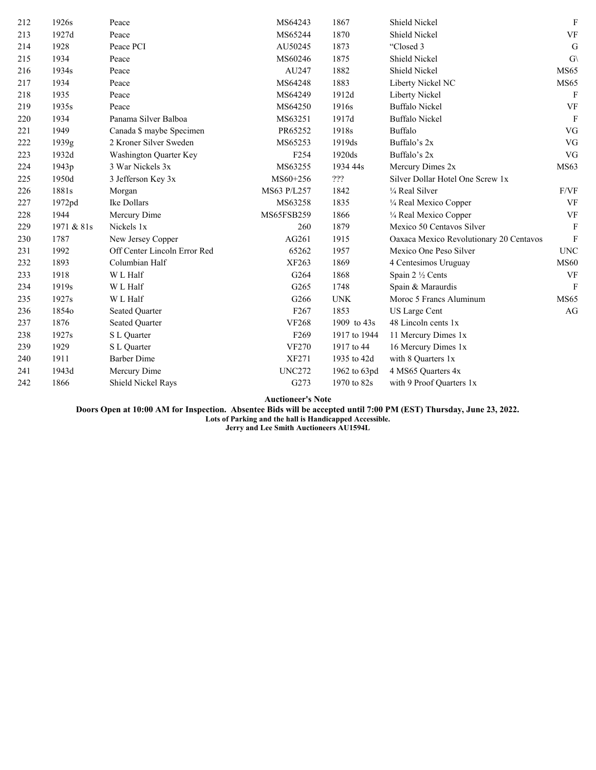| | | | | | | |
|---|---|---|---|---|---|---|
| 212 | 1926s | Peace | MS64243 | 1867 | Shield Nickel | F |
| 213 | 1927d | Peace | MS65244 | 1870 | Shield Nickel | VF |
| 214 | 1928 | Peace PCI | AU50245 | 1873 | "Closed 3 | G |
| 215 | 1934 | Peace | MS60246 | 1875 | Shield Nickel | G\ |
| 216 | 1934s | Peace | AU247 | 1882 | Shield Nickel | MS65 |
| 217 | 1934 | Peace | MS64248 | 1883 | Liberty Nickel NC | MS65 |
| 218 | 1935 | Peace | MS64249 | 1912d | Liberty Nickel | F |
| 219 | 1935s | Peace | MS64250 | 1916s | Buffalo Nickel | VF |
| 220 | 1934 | Panama Silver Balboa | MS63251 | 1917d | Buffalo Nickel | F |
| 221 | 1949 | Canada $ maybe Specimen | PR65252 | 1918s | Buffalo | VG |
| 222 | 1939g | 2 Kroner Silver Sweden | MS65253 | 1919ds | Buffalo's 2x | VG |
| 223 | 1932d | Washington Quarter Key | F254 | 1920ds | Buffalo's 2x | VG |
| 224 | 1943p | 3 War Nickels 3x | MS63255 | 1934 44s | Mercury Dimes 2x | MS63 |
| 225 | 1950d | 3 Jefferson Key 3x | MS60+256 | ??? | Silver Dollar Hotel One Screw 1x | |
| 226 | 1881s | Morgan | MS63 P/L257 | 1842 | ¼ Real Silver | F/VF |
| 227 | 1972pd | Ike Dollars | MS63258 | 1835 | ¼ Real Mexico Copper | VF |
| 228 | 1944 | Mercury Dime | MS65FSB259 | 1866 | ¼ Real Mexico Copper | VF |
| 229 | 1971 & 81s | Nickels 1x | 260 | 1879 | Mexico 50 Centavos Silver | F |
| 230 | 1787 | New Jersey Copper | AG261 | 1915 | Oaxaca Mexico Revolutionary 20 Centavos | F |
| 231 | 1992 | Off Center Lincoln Error Red | 65262 | 1957 | Mexico One Peso Silver | UNC |
| 232 | 1893 | Columbian Half | XF263 | 1869 | 4 Centesimos Uruguay | MS60 |
| 233 | 1918 | W L Half | G264 | 1868 | Spain 2 ½ Cents | VF |
| 234 | 1919s | W L Half | G265 | 1748 | Spain & Maraurdis | F |
| 235 | 1927s | W L Half | G266 | UNK | Moroc 5 Francs Aluminum | MS65 |
| 236 | 1854o | Seated Quarter | F267 | 1853 | US Large Cent | AG |
| 237 | 1876 | Seated Quarter | VF268 | 1909 to 43s | 48 Lincoln cents 1x | |
| 238 | 1927s | S L Quarter | F269 | 1917 to 1944 | 11 Mercury Dimes 1x | |
| 239 | 1929 | S L Quarter | VF270 | 1917 to 44 | 16 Mercury Dimes 1x | |
| 240 | 1911 | Barber Dime | XF271 | 1935 to 42d | with 8 Quarters 1x | |
| 241 | 1943d | Mercury Dime | UNC272 | 1962 to 63pd | 4 MS65 Quarters 4x | |
| 242 | 1866 | Shield Nickel Rays | G273 | 1970 to 82s | with 9 Proof Quarters 1x | |

**Auctioneer's Note**

**Doors Open at 10:00 AM for Inspection. Absentee Bids will be accepted until 7:00 PM (EST) Thursday, June 23, 2022.**

**Lots of Parking and the hall is Handicapped Accessible.**

**Jerry and Lee Smith Auctioneers AU1594L**